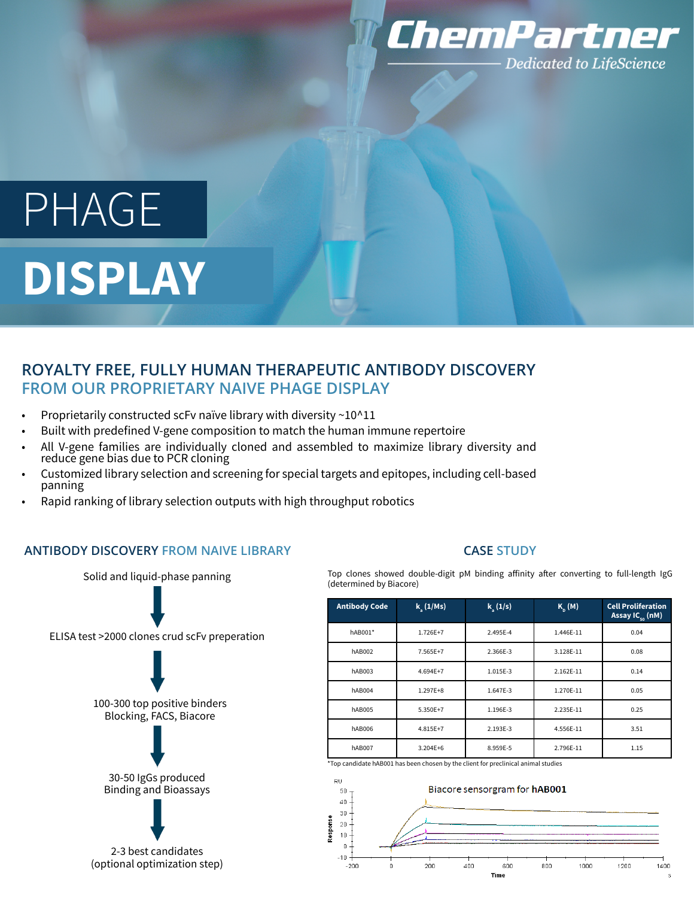ChemPartner

*Dedicated to LifeScience*

# PHAGE DISPLAY

## ROYALTY FREE, FULLY HUMAN THERAPEUTIC ANTIBODY DISCOVERY FROM OUR PROPRIETARY NAIVE PHAGE DISPLAY

- Proprietarily constructed scFv naïve library with diversity ~10^11
- Built with predefined V-gene composition to match the human immune repertoire
- All V-gene families are individually cloned and assembled to maximize library diversity and reduce gene bias due to PCR cloning
- Customized library selection and screening for special targets and epitopes, including cell-based panning
- Rapid ranking of library selection outputs with high throughput robotics

### ANTIBODY DISCOVERY FROM NAIVE LIBRARY

Solid and liquid-phase panning

↓

ELISA test >2000 clones crud scFv preperation

↓

100-300 top positive binders
Blocking, FACS, Biacore

↓

30-50 IgGs produced
Binding and Bioassays

↓

2-3 best candidates
(optional optimization step)

### CASE STUDY

Top clones showed double-digit pM binding affinity after converting to full-length IgG (determined by Biacore)

| Antibody Code | $k_a$ (1/Ms) | $k_d$ (1/s) | $K_D$ (M) | Cell Proliferation Assay $IC_{50}$ (nM) |
|---|---|---|---|---|
| hAB001* | 1.726E+7 | 2.495E-4 | 1.446E-11 | 0.04 |
| hAB002 | 7.565E+7 | 2.366E-3 | 3.128E-11 | 0.08 |
| hAB003 | 4.694E+7 | 1.015E-3 | 2.162E-11 | 0.14 |
| hAB004 | 1.297E+8 | 1.647E-3 | 1.270E-11 | 0.05 |
| hAB005 | 5.350E+7 | 1.196E-3 | 2.235E-11 | 0.25 |
| hAB006 | 4.815E+7 | 2.193E-3 | 4.556E-11 | 3.51 |
| hAB007 | 3.204E+6 | 8.959E-5 | 2.796E-11 | 1.15 |

*Top candidate hAB001 has been chosen by the client for preclinical animal studies

Biacore sensorgram for **hAB001**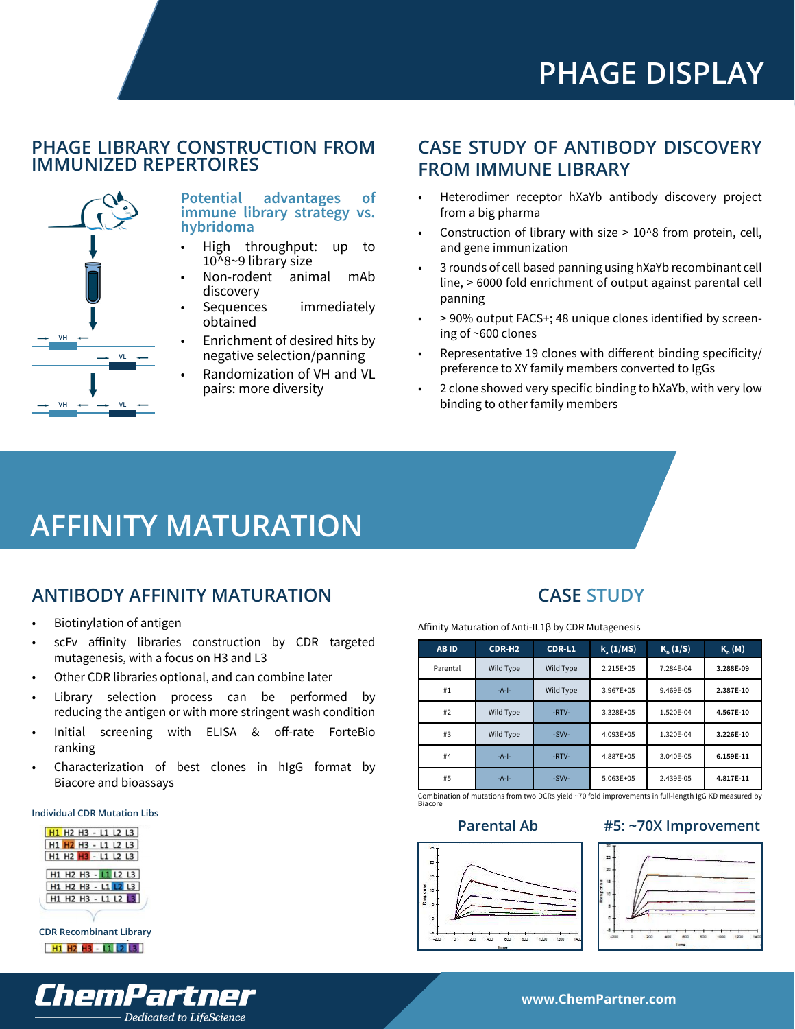# PHAGE DISPLAY

## PHAGE LIBRARY CONSTRUCTION FROM IMMUNIZED REPERTOIRES

VH

VL

VH VL

### Potential advantages of immune library strategy vs. hybridoma

- High throughput: up to 10^8~9 library size
- Non-rodent animal mAb discovery
- Sequences immediately obtained
- Enrichment of desired hits by negative selection/panning
- Randomization of VH and VL pairs: more diversity

## CASE STUDY OF ANTIBODY DISCOVERY FROM IMMUNE LIBRARY

- Heterodimer receptor hXaYb antibody discovery project from a big pharma
- Construction of library with size > 10^8 from protein, cell, and gene immunization
- 3 rounds of cell based panning using hXaYb recombinant cell line, > 6000 fold enrichment of output against parental cell panning
- > 90% output FACS+; 48 unique clones identified by screening of ~600 clones
- Representative 19 clones with different binding specificity/ preference to XY family members converted to IgGs
- 2 clone showed very specific binding to hXaYb, with very low binding to other family members

# AFFINITY MATURATION

## ANTIBODY AFFINITY MATURATION

- Biotinylation of antigen
- scFv affinity libraries construction by CDR targeted mutagenesis, with a focus on H3 and L3
- Other CDR libraries optional, and can combine later
- Library selection process can be performed by reducing the antigen or with more stringent wash condition
- Initial screening with ELISA & off-rate ForteBio ranking
- Characterization of best clones in hIgG format by Biacore and bioassays

Individual CDR Mutation Libs

H1 H2 H3 - L1 L2 L3

H1 H2 H3 - L1 L2 L3

H1 H2 H3 - L1 L2 L3

H1 H2 H3 - L1 L2 L3

H1 H2 H3 - L1 L2 L3

H1 H2 H3 - L1 L2 L3

CDR Recombinant Library

H1 H2 H3 - L1 L2 L3

## CASE STUDY

Affinity Maturation of Anti-IL1β by CDR Mutagenesis

| AB ID | CDR-H2 | CDR-L1 | $k_a$ (1/MS) | $K_D$ (1/S) | $K_D$ (M) |
|---|---|---|---|---|---|
| Parental | Wild Type | Wild Type | 2.215E+05 | 7.284E-04 | **3.288E-09** |
| #1 | -A-I- | Wild Type | 3.967E+05 | 9.469E-05 | **2.387E-10** |
| #2 | Wild Type | -RTV- | 3.328E+05 | 1.520E-04 | **4.567E-10** |
| #3 | Wild Type | -SVV- | 4.093E+05 | 1.320E-04 | **3.226E-10** |
| #4 | -A-I- | -RTV- | 4.887E+05 | 3.040E-05 | **6.159E-11** |
| #5 | -A-I- | -SVV- | 5.063E+05 | 2.439E-05 | **4.817E-11** |

Combination of mutations from two DCRs yield ~70 fold improvements in full-length IgG KD measured by Biacore

Parental Ab

#5: ~70X Improvement

Response

Time

www.ChemPartner.com

ChemPartner — Dedicated to LifeScience